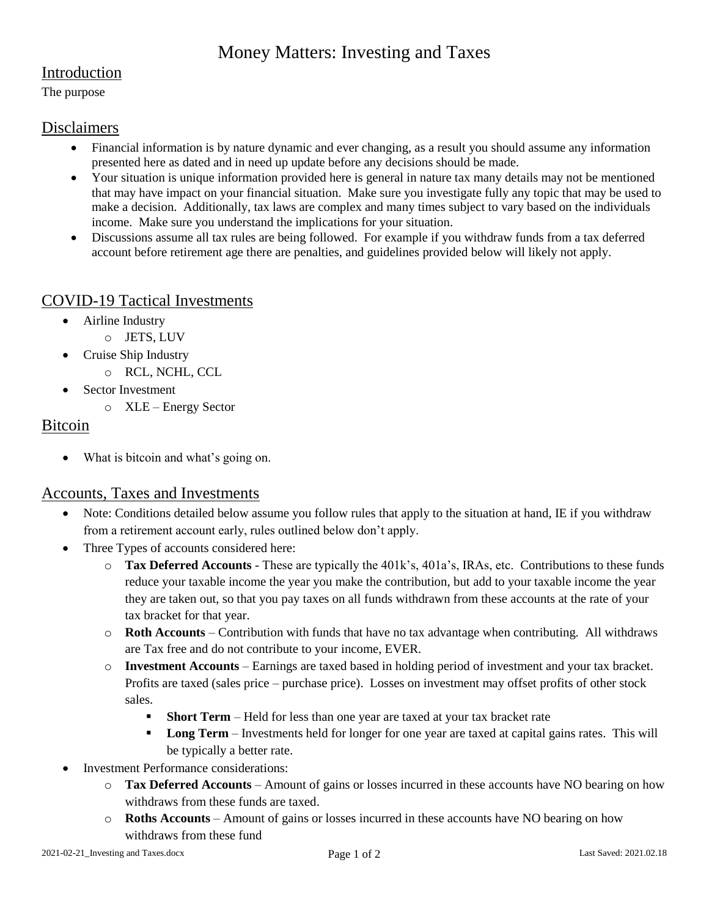# Money Matters: Investing and Taxes

## Introduction

The purpose

## Disclaimers

- Financial information is by nature dynamic and ever changing, as a result you should assume any information presented here as dated and in need up update before any decisions should be made.
- Your situation is unique information provided here is general in nature tax many details may not be mentioned that may have impact on your financial situation. Make sure you investigate fully any topic that may be used to make a decision. Additionally, tax laws are complex and many times subject to vary based on the individuals income. Make sure you understand the implications for your situation.
- Discussions assume all tax rules are being followed. For example if you withdraw funds from a tax deferred account before retirement age there are penalties, and guidelines provided below will likely not apply.

## COVID-19 Tactical Investments

- Airline Industry
  - JETS, LUV
- Cruise Ship Industry
  - RCL, NCHL, CCL
- Sector Investment
  - XLE – Energy Sector

## Bitcoin

- What is bitcoin and what's going on.

## Accounts, Taxes and Investments

- Note: Conditions detailed below assume you follow rules that apply to the situation at hand, IE if you withdraw from a retirement account early, rules outlined below don't apply.
- Three Types of accounts considered here:
  - **Tax Deferred Accounts** - These are typically the 401k's, 401a's, IRAs, etc. Contributions to these funds reduce your taxable income the year you make the contribution, but add to your taxable income the year they are taken out, so that you pay taxes on all funds withdrawn from these accounts at the rate of your tax bracket for that year.
  - **Roth Accounts** – Contribution with funds that have no tax advantage when contributing. All withdraws are Tax free and do not contribute to your income, EVER.
  - **Investment Accounts** – Earnings are taxed based in holding period of investment and your tax bracket. Profits are taxed (sales price – purchase price). Losses on investment may offset profits of other stock sales.
    - **Short Term** – Held for less than one year are taxed at your tax bracket rate
    - **Long Term** – Investments held for longer for one year are taxed at capital gains rates. This will be typically a better rate.
- Investment Performance considerations:
  - **Tax Deferred Accounts** – Amount of gains or losses incurred in these accounts have NO bearing on how withdraws from these funds are taxed.
  - **Roths Accounts** – Amount of gains or losses incurred in these accounts have NO bearing on how withdraws from these fund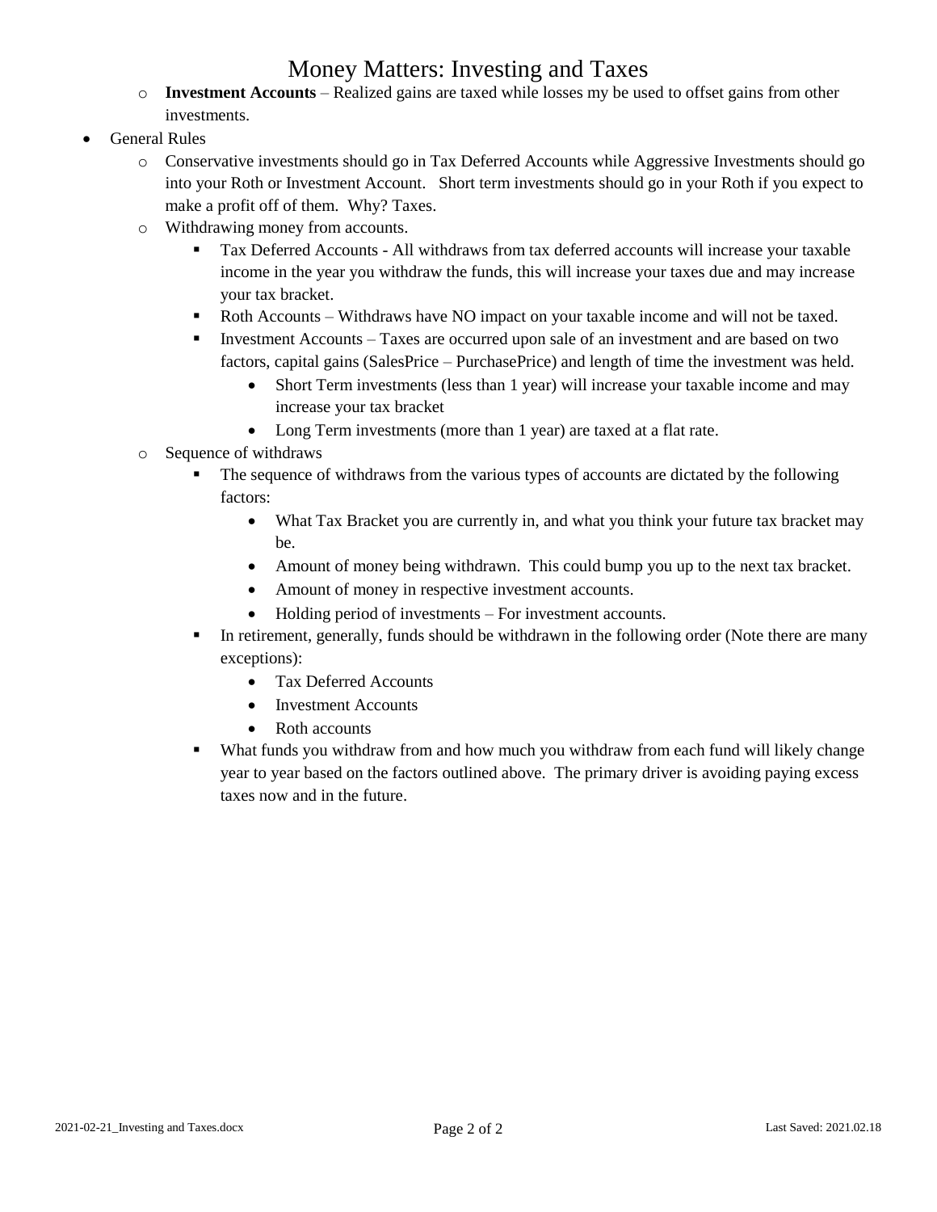- **Investment Accounts** – Realized gains are taxed while losses my be used to offset gains from other investments.

- General Rules
  - Conservative investments should go in Tax Deferred Accounts while Aggressive Investments should go into your Roth or Investment Account. Short term investments should go in your Roth if you expect to make a profit off of them. Why? Taxes.
  - Withdrawing money from accounts.
    - Tax Deferred Accounts - All withdraws from tax deferred accounts will increase your taxable income in the year you withdraw the funds, this will increase your taxes due and may increase your tax bracket.
    - Roth Accounts – Withdraws have NO impact on your taxable income and will not be taxed.
    - Investment Accounts – Taxes are occurred upon sale of an investment and are based on two factors, capital gains (SalesPrice – PurchasePrice) and length of time the investment was held.
      - Short Term investments (less than 1 year) will increase your taxable income and may increase your tax bracket
      - Long Term investments (more than 1 year) are taxed at a flat rate.
  - Sequence of withdraws
    - The sequence of withdraws from the various types of accounts are dictated by the following factors:
      - What Tax Bracket you are currently in, and what you think your future tax bracket may be.
      - Amount of money being withdrawn. This could bump you up to the next tax bracket.
      - Amount of money in respective investment accounts.
      - Holding period of investments – For investment accounts.
    - In retirement, generally, funds should be withdrawn in the following order (Note there are many exceptions):
      - Tax Deferred Accounts
      - Investment Accounts
      - Roth accounts
    - What funds you withdraw from and how much you withdraw from each fund will likely change year to year based on the factors outlined above. The primary driver is avoiding paying excess taxes now and in the future.